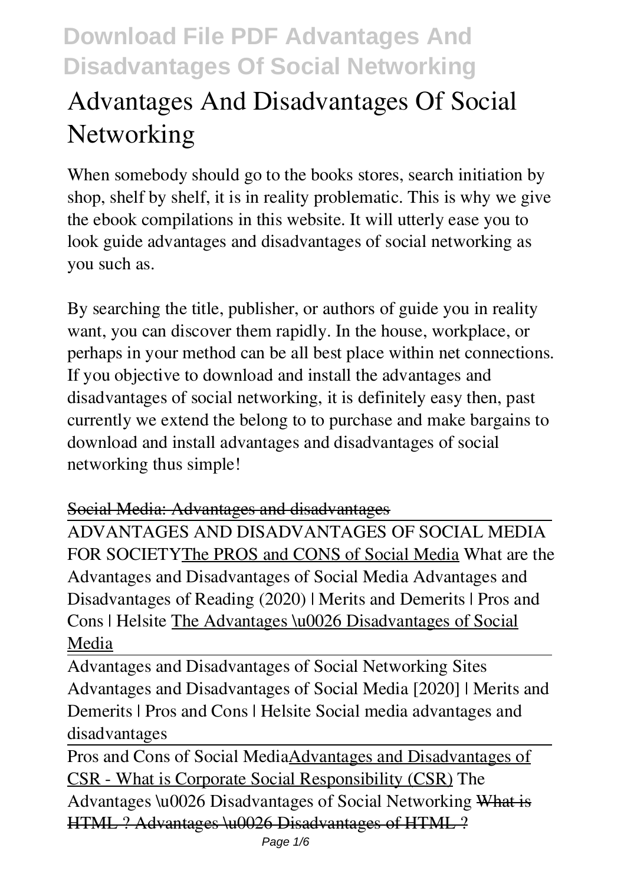# Advantages And Disadvantages Of Social Networking

When somebody should go to the books stores, search initiation by shop, shelf by shelf, it is in reality problematic. This is why we give the ebook compilations in this website. It will utterly ease you to look guide advantages and disadvantages of social networking as you such as.

By searching the title, publisher, or authors of guide you in reality want, you can discover them rapidly. In the house, workplace, or perhaps in your method can be all best place within net connections. If you objective to download and install the advantages and disadvantages of social networking, it is definitely easy then, past currently we extend the belong to to purchase and make bargains to download and install advantages and disadvantages of social networking thus simple!

~~Social Media: Advantages and disadvantages~~

ADVANTAGES AND DISADVANTAGES OF SOCIAL MEDIA FOR SOCIETY The PROS and CONS of Social Media *What are the Advantages and Disadvantages of Social Media* *Advantages and Disadvantages of Reading (2020) | Merits and Demerits | Pros and Cons | Helsite* The Advantages \u0026 Disadvantages of Social Media

Advantages and Disadvantages of Social Networking Sites *Advantages and Disadvantages of Social Media [2020] | Merits and Demerits | Pros and Cons | Helsite* *Social media advantages and disadvantages*

Pros and Cons of Social Media Advantages and Disadvantages of CSR - What is Corporate Social Responsibility (CSR) *The Advantages \u0026 Disadvantages of Social Networking* ~~What is HTML ? Advantages \u0026 Disadvantages of HTML ?~~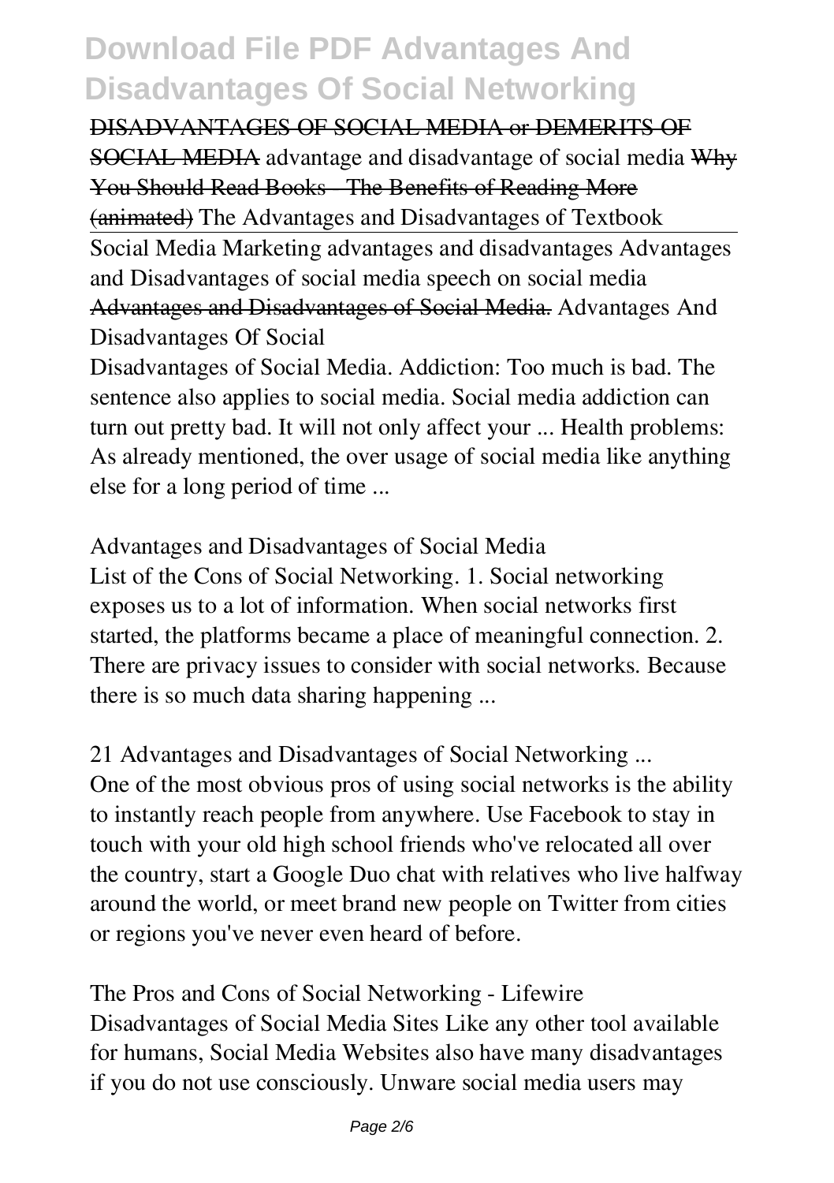DISADVANTAGES OF SOCIAL MEDIA or DEMERITS OF SOCIAL MEDIA *advantage and disadvantage of social media* Why You Should Read Books - The Benefits of Reading More (animated) *The Advantages and Disadvantages of Textbook*

Social Media Marketing advantages and disadvantages *Advantages and Disadvantages of social media speech on social media* Advantages and Disadvantages of Social Media. *Advantages And Disadvantages Of Social*

Disadvantages of Social Media. Addiction: Too much is bad. The sentence also applies to social media. Social media addiction can turn out pretty bad. It will not only affect your ... Health problems: As already mentioned, the over usage of social media like anything else for a long period of time ...

*Advantages and Disadvantages of Social Media*

List of the Cons of Social Networking. 1. Social networking exposes us to a lot of information. When social networks first started, the platforms became a place of meaningful connection. 2. There are privacy issues to consider with social networks. Because there is so much data sharing happening ...

*21 Advantages and Disadvantages of Social Networking ...*

One of the most obvious pros of using social networks is the ability to instantly reach people from anywhere. Use Facebook to stay in touch with your old high school friends who've relocated all over the country, start a Google Duo chat with relatives who live halfway around the world, or meet brand new people on Twitter from cities or regions you've never even heard of before.

*The Pros and Cons of Social Networking - Lifewire*

Disadvantages of Social Media Sites Like any other tool available for humans, Social Media Websites also have many disadvantages if you do not use consciously. Unware social media users may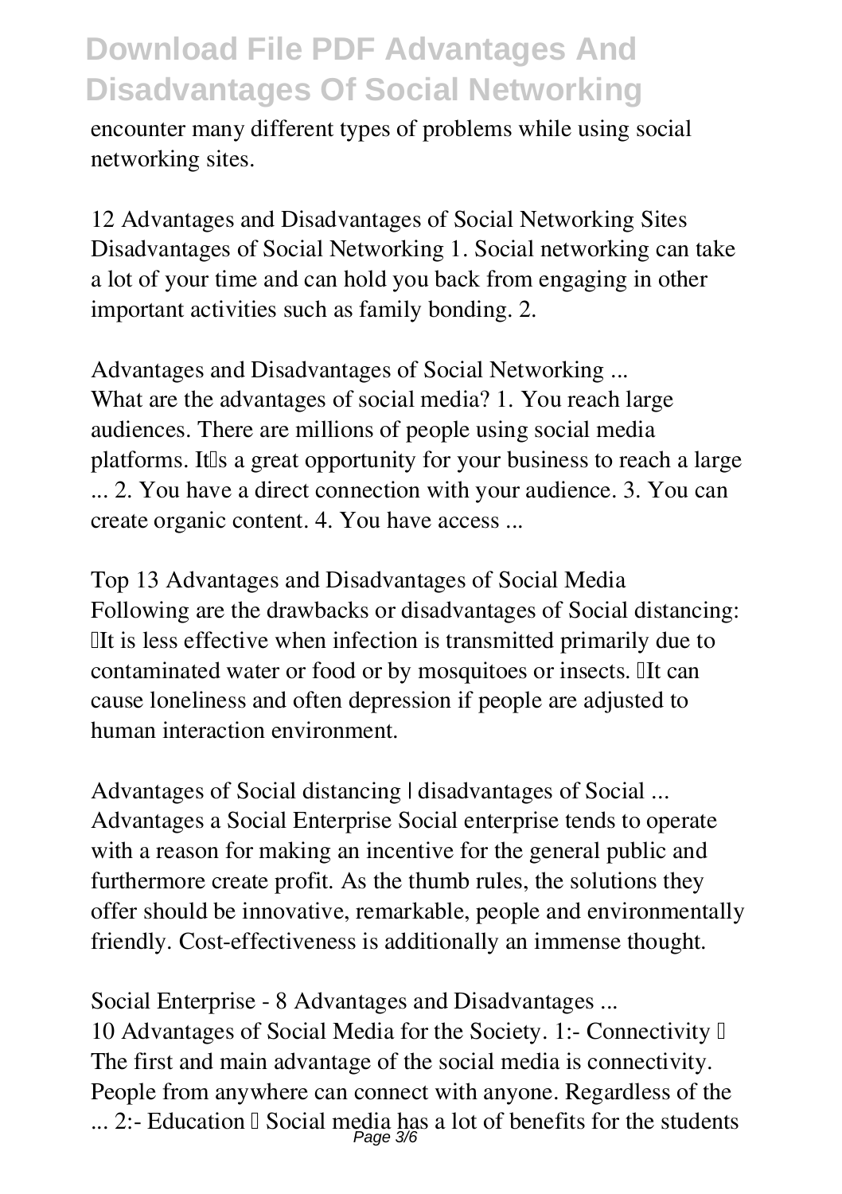encounter many different types of problems while using social networking sites.

**12 Advantages and Disadvantages of Social Networking Sites**
Disadvantages of Social Networking 1. Social networking can take a lot of your time and can hold you back from engaging in other important activities such as family bonding. 2.

**Advantages and Disadvantages of Social Networking ...**
What are the advantages of social media? 1. You reach large audiences. There are millions of people using social media platforms. It's a great opportunity for your business to reach a large ... 2. You have a direct connection with your audience. 3. You can create organic content. 4. You have access ...

**Top 13 Advantages and Disadvantages of Social Media**
Following are the drawbacks or disadvantages of Social distancing: It is less effective when infection is transmitted primarily due to contaminated water or food or by mosquitoes or insects. It can cause loneliness and often depression if people are adjusted to human interaction environment.

**Advantages of Social distancing | disadvantages of Social ...**
Advantages a Social Enterprise Social enterprise tends to operate with a reason for making an incentive for the general public and furthermore create profit. As the thumb rules, the solutions they offer should be innovative, remarkable, people and environmentally friendly. Cost-effectiveness is additionally an immense thought.

**Social Enterprise - 8 Advantages and Disadvantages ...**
10 Advantages of Social Media for the Society. 1:- Connectivity – The first and main advantage of the social media is connectivity. People from anywhere can connect with anyone. Regardless of the ... 2:- Education – Social media has a lot of benefits for the students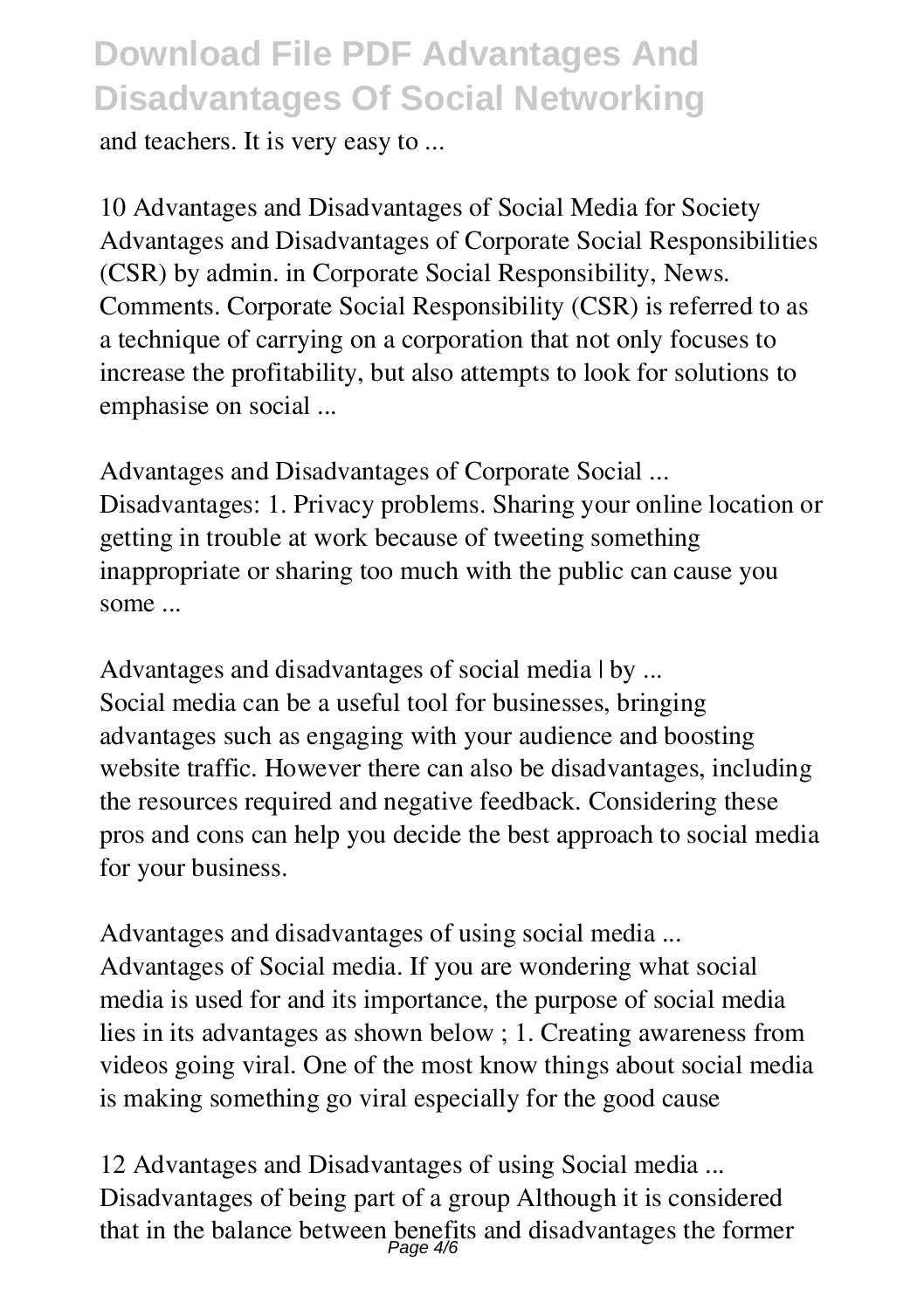and teachers. It is very easy to ...

10 Advantages and Disadvantages of Social Media for Society
Advantages and Disadvantages of Corporate Social Responsibilities (CSR) by admin. in Corporate Social Responsibility, News. Comments. Corporate Social Responsibility (CSR) is referred to as a technique of carrying on a corporation that not only focuses to increase the profitability, but also attempts to look for solutions to emphasise on social ...

Advantages and Disadvantages of Corporate Social ...
Disadvantages: 1. Privacy problems. Sharing your online location or getting in trouble at work because of tweeting something inappropriate or sharing too much with the public can cause you some ...

Advantages and disadvantages of social media | by ...
Social media can be a useful tool for businesses, bringing advantages such as engaging with your audience and boosting website traffic. However there can also be disadvantages, including the resources required and negative feedback. Considering these pros and cons can help you decide the best approach to social media for your business.

Advantages and disadvantages of using social media ...
Advantages of Social media. If you are wondering what social media is used for and its importance, the purpose of social media lies in its advantages as shown below ; 1. Creating awareness from videos going viral. One of the most know things about social media is making something go viral especially for the good cause

12 Advantages and Disadvantages of using Social media ...
Disadvantages of being part of a group Although it is considered that in the balance between benefits and disadvantages the former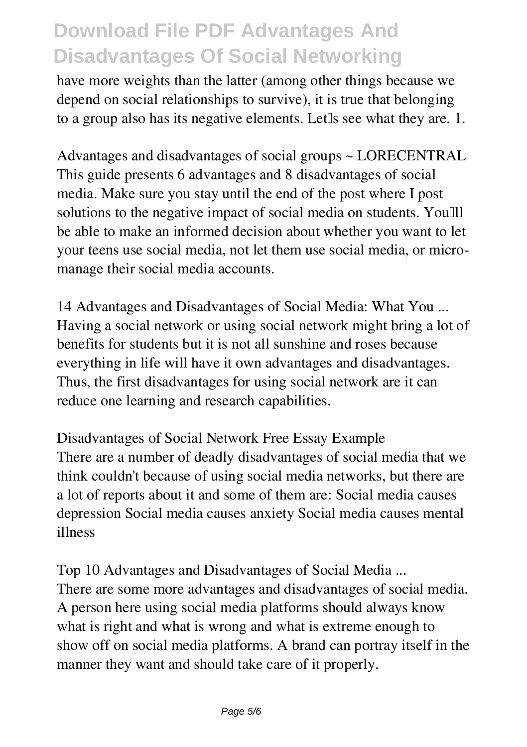have more weights than the latter (among other things because we depend on social relationships to survive), it is true that belonging to a group also has its negative elements. Let's see what they are. 1.

Advantages and disadvantages of social groups ~ LORECENTRAL
This guide presents 6 advantages and 8 disadvantages of social media. Make sure you stay until the end of the post where I post solutions to the negative impact of social media on students. You'll be able to make an informed decision about whether you want to let your teens use social media, not let them use social media, or micro-manage their social media accounts.

14 Advantages and Disadvantages of Social Media: What You ...
Having a social network or using social network might bring a lot of benefits for students but it is not all sunshine and roses because everything in life will have it own advantages and disadvantages. Thus, the first disadvantages for using social network are it can reduce one learning and research capabilities.

Disadvantages of Social Network Free Essay Example
There are a number of deadly disadvantages of social media that we think couldn't because of using social media networks, but there are a lot of reports about it and some of them are: Social media causes depression Social media causes anxiety Social media causes mental illness

Top 10 Advantages and Disadvantages of Social Media ...
There are some more advantages and disadvantages of social media. A person here using social media platforms should always know what is right and what is wrong and what is extreme enough to show off on social media platforms. A brand can portray itself in the manner they want and should take care of it properly.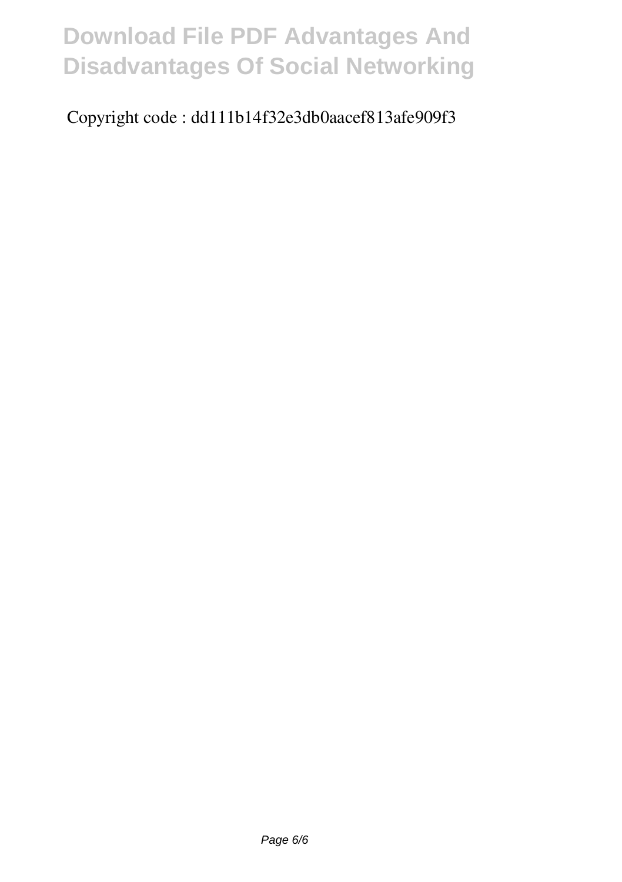Copyright code : dd111b14f32e3db0aacef813afe909f3